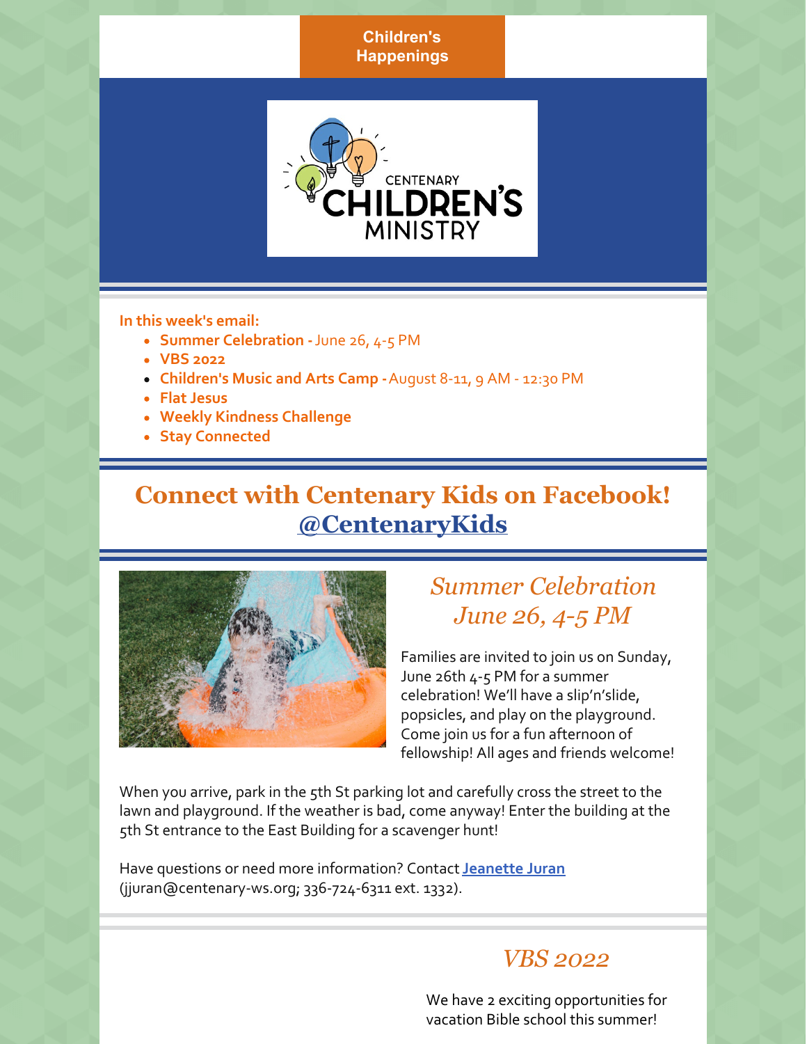Children's Happenings

CENTENARY CHILDREN'S MINISTRY

**In this week's email:**

- **Summer Celebration -** June 26, 4-5 PM
- **VBS 2022**
- **Children's Music and Arts Camp -** August 8-11, 9 AM - 12:30 PM
- **Flat Jesus**
- **Weekly Kindness Challenge**
- **Stay Connected**

# Connect with Centenary Kids on Facebook! @CentenaryKids

## *Summer Celebration June 26, 4-5 PM*

Families are invited to join us on Sunday, June 26th 4-5 PM for a summer celebration! We'll have a slip'n'slide, popsicles, and play on the playground. Come join us for a fun afternoon of fellowship! All ages and friends welcome!

When you arrive, park in the 5th St parking lot and carefully cross the street to the lawn and playground. If the weather is bad, come anyway! Enter the building at the 5th St entrance to the East Building for a scavenger hunt!

Have questions or need more information? Contact **Jeanette Juran** (jjuran@centenary-ws.org; 336-724-6311 ext. 1332).

## *VBS 2022*

We have 2 exciting opportunities for vacation Bible school this summer!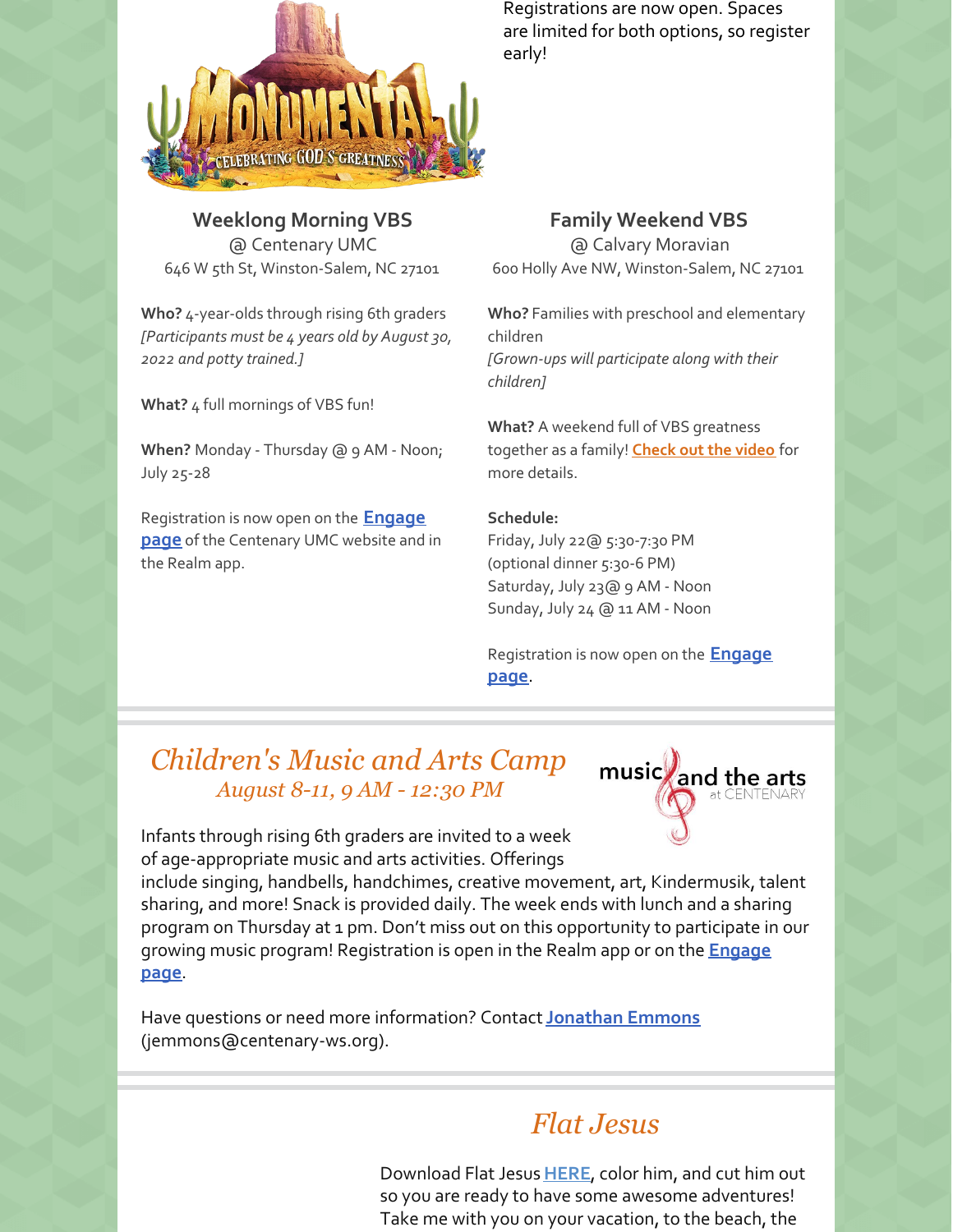Registrations are now open. Spaces are limited for both options, so register early!

### Weeklong Morning VBS

@ Centenary UMC
646 W 5th St, Winston-Salem, NC 27101

**Who?** 4-year-olds through rising 6th graders
*[Participants must be 4 years old by August 30, 2022 and potty trained.]*

**What?** 4 full mornings of VBS fun!

**When?** Monday - Thursday @ 9 AM - Noon; July 25-28

Registration is now open on the **Engage page** of the Centenary UMC website and in the Realm app.

### Family Weekend VBS

@ Calvary Moravian
600 Holly Ave NW, Winston-Salem, NC 27101

**Who?** Families with preschool and elementary children
*[Grown-ups will participate along with their children]*

**What?** A weekend full of VBS greatness together as a family! **Check out the video** for more details.

**Schedule:**
Friday, July 22@ 5:30-7:30 PM
(optional dinner 5:30-6 PM)
Saturday, July 23@ 9 AM - Noon
Sunday, July 24 @ 11 AM - Noon

Registration is now open on the **Engage page**.

## *Children's Music and Arts Camp*

*August 8-11, 9 AM - 12:30 PM*

music and the arts at CENTENARY

Infants through rising 6th graders are invited to a week of age-appropriate music and arts activities. Offerings include singing, handbells, handchimes, creative movement, art, Kindermusik, talent sharing, and more! Snack is provided daily. The week ends with lunch and a sharing program on Thursday at 1 pm. Don't miss out on this opportunity to participate in our growing music program! Registration is open in the Realm app or on the **Engage page**.

Have questions or need more information? Contact **Jonathan Emmons** (jemmons@centenary-ws.org).

## *Flat Jesus*

Download Flat Jesus **HERE**, color him, and cut him out so you are ready to have some awesome adventures! Take me with you on your vacation, to the beach, the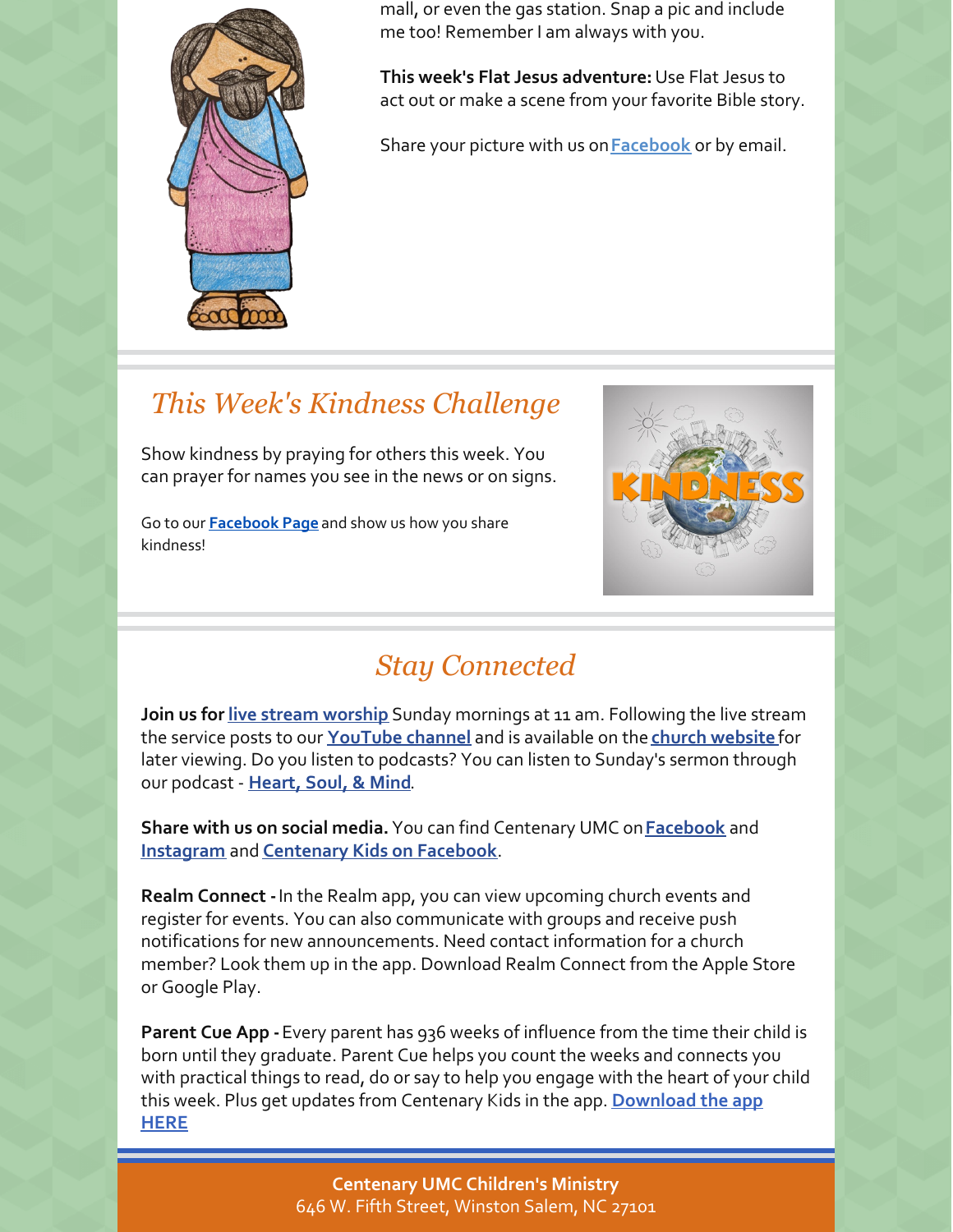mall, or even the gas station. Snap a pic and include me too! Remember I am always with you.

**This week's Flat Jesus adventure:** Use Flat Jesus to act out or make a scene from your favorite Bible story.

Share your picture with us on Facebook or by email.

## *This Week's Kindness Challenge*

Show kindness by praying for others this week. You can prayer for names you see in the news or on signs.

Go to our **Facebook Page** and show us how you share kindness!

## *Stay Connected*

**Join us for** live stream worship Sunday mornings at 11 am. Following the live stream the service posts to our **YouTube channel** and is available on the **church website** for later viewing. Do you listen to podcasts? You can listen to Sunday's sermon through our podcast - **Heart, Soul, & Mind**.

**Share with us on social media.** You can find Centenary UMC on **Facebook** and **Instagram** and **Centenary Kids on Facebook**.

**Realm Connect -** In the Realm app, you can view upcoming church events and register for events. You can also communicate with groups and receive push notifications for new announcements. Need contact information for a church member? Look them up in the app. Download Realm Connect from the Apple Store or Google Play.

**Parent Cue App -** Every parent has 936 weeks of influence from the time their child is born until they graduate. Parent Cue helps you count the weeks and connects you with practical things to read, do or say to help you engage with the heart of your child this week. Plus get updates from Centenary Kids in the app. **Download the app HERE**

**Centenary UMC Children's Ministry**
646 W. Fifth Street, Winston Salem, NC 27101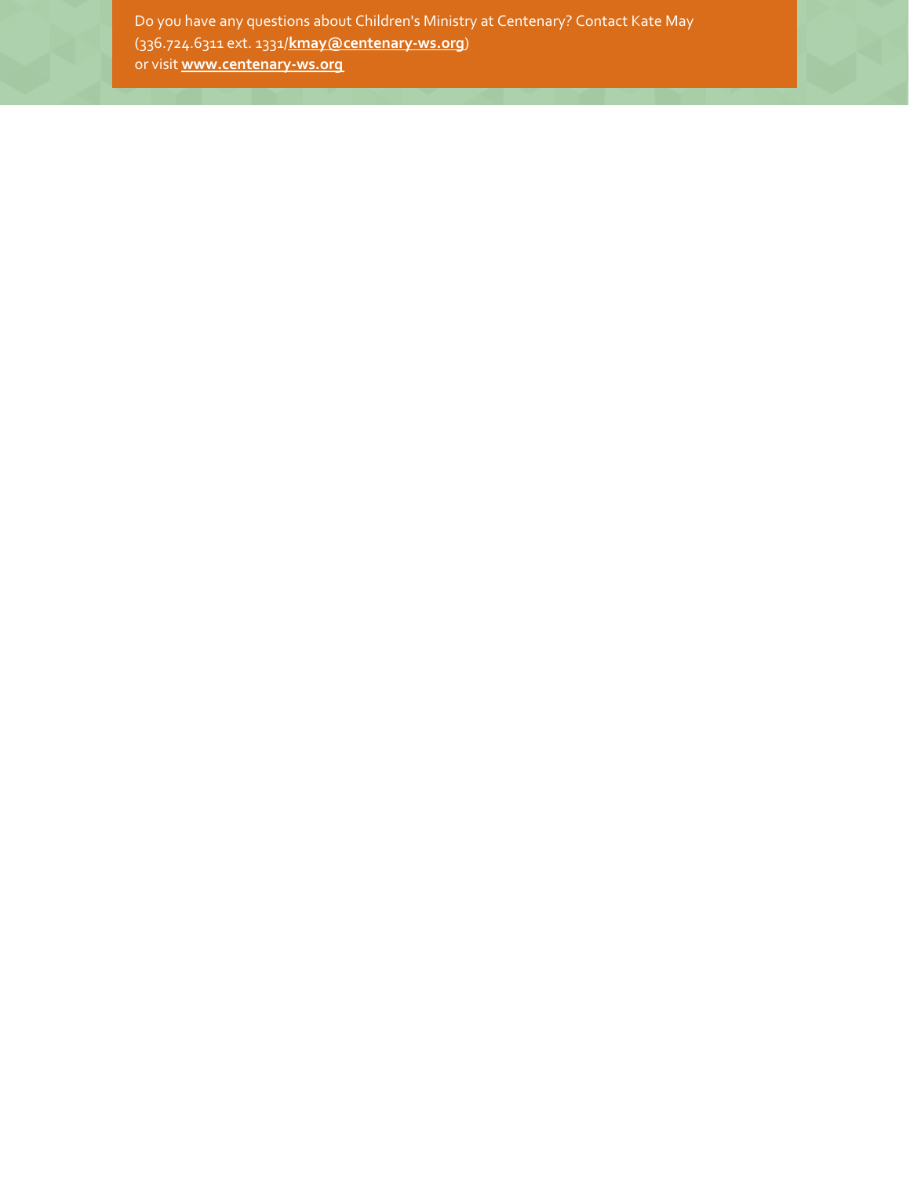Do you have any questions about Children's Ministry at Centenary? Contact Kate May (336.724.6311 ext. 1331/**kmay@centenary-ws.org**)
or visit **www.centenary-ws.org**